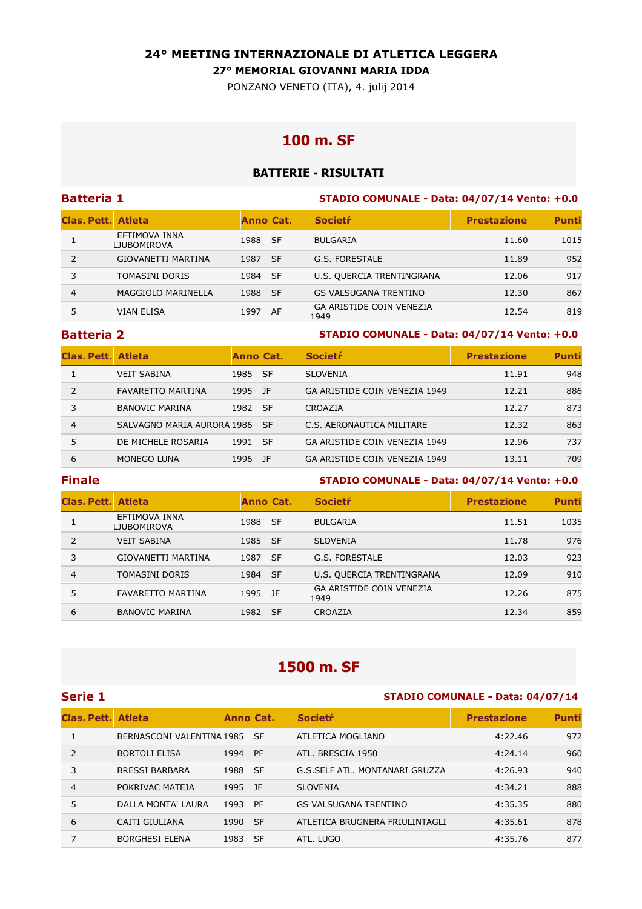# 24° MEETING INTERNAZIONALE DI ATLETICA LEGGERA

### 27° MEMORIAL GIOVANNI MARIA IDDA

PONZANO VENETO (ITA), 4. julij 2014

## 100 m. SF

### BATTERIE - RISULTATI

**Batteria 1** — **STADIO COMUNALE - Data: 04/07/14 Vento: +0.0**

| Clas. | Pett. | Atleta | Anno | Cat. | Societŕ | Prestazione | Punti |
|---|---|---|---|---|---|---|---|
| 1 | | EFTIMOVA INNA LJUBOMIROVA | 1988 | SF | BULGARIA | 11.60 | 1015 |
| 2 | | GIOVANETTI MARTINA | 1987 | SF | G.S. FORESTALE | 11.89 | 952 |
| 3 | | TOMASINI DORIS | 1984 | SF | U.S. QUERCIA TRENTINGRANA | 12.06 | 917 |
| 4 | | MAGGIOLO MARINELLA | 1988 | SF | GS VALSUGANA TRENTINO | 12.30 | 867 |
| 5 | | VIAN ELISA | 1997 | AF | GA ARISTIDE COIN VENEZIA 1949 | 12.54 | 819 |

**Batteria 2** — **STADIO COMUNALE - Data: 04/07/14 Vento: +0.0**

| Clas. | Pett. | Atleta | Anno | Cat. | Societŕ | Prestazione | Punti |
|---|---|---|---|---|---|---|---|
| 1 | | VEIT SABINA | 1985 | SF | SLOVENIA | 11.91 | 948 |
| 2 | | FAVARETTO MARTINA | 1995 | JF | GA ARISTIDE COIN VENEZIA 1949 | 12.21 | 886 |
| 3 | | BANOVIC MARINA | 1982 | SF | CROAZIA | 12.27 | 873 |
| 4 | | SALVAGNO MARIA AURORA | 1986 | SF | C.S. AERONAUTICA MILITARE | 12.32 | 863 |
| 5 | | DE MICHELE ROSARIA | 1991 | SF | GA ARISTIDE COIN VENEZIA 1949 | 12.96 | 737 |
| 6 | | MONEGO LUNA | 1996 | JF | GA ARISTIDE COIN VENEZIA 1949 | 13.11 | 709 |

**Finale** — **STADIO COMUNALE - Data: 04/07/14 Vento: +0.0**

| Clas. | Pett. | Atleta | Anno | Cat. | Societŕ | Prestazione | Punti |
|---|---|---|---|---|---|---|---|
| 1 | | EFTIMOVA INNA LJUBOMIROVA | 1988 | SF | BULGARIA | 11.51 | 1035 |
| 2 | | VEIT SABINA | 1985 | SF | SLOVENIA | 11.78 | 976 |
| 3 | | GIOVANETTI MARTINA | 1987 | SF | G.S. FORESTALE | 12.03 | 923 |
| 4 | | TOMASINI DORIS | 1984 | SF | U.S. QUERCIA TRENTINGRANA | 12.09 | 910 |
| 5 | | FAVARETTO MARTINA | 1995 | JF | GA ARISTIDE COIN VENEZIA 1949 | 12.26 | 875 |
| 6 | | BANOVIC MARINA | 1982 | SF | CROAZIA | 12.34 | 859 |

## 1500 m. SF

**Serie 1** — **STADIO COMUNALE - Data: 04/07/14**

| Clas. | Pett. | Atleta | Anno | Cat. | Societŕ | Prestazione | Punti |
|---|---|---|---|---|---|---|---|
| 1 | | BERNASCONI VALENTINA | 1985 | SF | ATLETICA MOGLIANO | 4:22.46 | 972 |
| 2 | | BORTOLI ELISA | 1994 | PF | ATL. BRESCIA 1950 | 4:24.14 | 960 |
| 3 | | BRESSI BARBARA | 1988 | SF | G.S.SELF ATL. MONTANARI GRUZZA | 4:26.93 | 940 |
| 4 | | POKRIVAC MATEJA | 1995 | JF | SLOVENIA | 4:34.21 | 888 |
| 5 | | DALLA MONTA' LAURA | 1993 | PF | GS VALSUGANA TRENTINO | 4:35.35 | 880 |
| 6 | | CAITI GIULIANA | 1990 | SF | ATLETICA BRUGNERA FRIULINTAGLI | 4:35.61 | 878 |
| 7 | | BORGHESI ELENA | 1983 | SF | ATL. LUGO | 4:35.76 | 877 |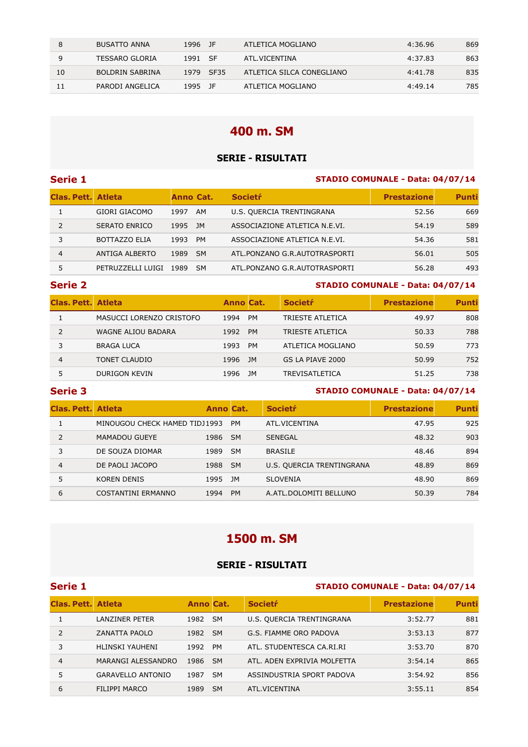| 8 | BUSATTO ANNA | 1996 | JF | ATLETICA MOGLIANO | 4:36.96 | 869 |
|---|---|---|---|---|---|---|
| 9 | TESSARO GLORIA | 1991 | SF | ATL.VICENTINA | 4:37.83 | 863 |
| 10 | BOLDRIN SABRINA | 1979 | SF35 | ATLETICA SILCA CONEGLIANO | 4:41.78 | 835 |
| 11 | PARODI ANGELICA | 1995 | JF | ATLETICA MOGLIANO | 4:49.14 | 785 |

# 400 m. SM

### SERIE - RISULTATI

## Serie 1

**STADIO COMUNALE - Data: 04/07/14**

| Clas. Pett. | Atleta | Anno | Cat. | Societŕ | Prestazione | Punti |
|---|---|---|---|---|---|---|
| 1 | GIORI GIACOMO | 1997 | AM | U.S. QUERCIA TRENTINGRANA | 52.56 | 669 |
| 2 | SERATO ENRICO | 1995 | JM | ASSOCIAZIONE ATLETICA N.E.VI. | 54.19 | 589 |
| 3 | BOTTAZZO ELIA | 1993 | PM | ASSOCIAZIONE ATLETICA N.E.VI. | 54.36 | 581 |
| 4 | ANTIGA ALBERTO | 1989 | SM | ATL.PONZANO G.R.AUTOTRASPORTI | 56.01 | 505 |
| 5 | PETRUZZELLI LUIGI | 1989 | SM | ATL.PONZANO G.R.AUTOTRASPORTI | 56.28 | 493 |

## Serie 2

**STADIO COMUNALE - Data: 04/07/14**

| Clas. Pett. | Atleta | Anno | Cat. | Societŕ | Prestazione | Punti |
|---|---|---|---|---|---|---|
| 1 | MASUCCI LORENZO CRISTOFO | 1994 | PM | TRIESTE ATLETICA | 49.97 | 808 |
| 2 | WAGNE ALIOU BADARA | 1992 | PM | TRIESTE ATLETICA | 50.33 | 788 |
| 3 | BRAGA LUCA | 1993 | PM | ATLETICA MOGLIANO | 50.59 | 773 |
| 4 | TONET CLAUDIO | 1996 | JM | GS LA PIAVE 2000 | 50.99 | 752 |
| 5 | DURIGON KEVIN | 1996 | JM | TREVISATLETICA | 51.25 | 738 |

## Serie 3

**STADIO COMUNALE - Data: 04/07/14**

| Clas. Pett. | Atleta | Anno | Cat. | Societŕ | Prestazione | Punti |
|---|---|---|---|---|---|---|
| 1 | MINOUGOU CHECK HAMED TIDJ | 1993 | PM | ATL.VICENTINA | 47.95 | 925 |
| 2 | MAMADOU GUEYE | 1986 | SM | SENEGAL | 48.32 | 903 |
| 3 | DE SOUZA DIOMAR | 1989 | SM | BRASILE | 48.46 | 894 |
| 4 | DE PAOLI JACOPO | 1988 | SM | U.S. QUERCIA TRENTINGRANA | 48.89 | 869 |
| 5 | KOREN DENIS | 1995 | JM | SLOVENIA | 48.90 | 869 |
| 6 | COSTANTINI ERMANNO | 1994 | PM | A.ATL.DOLOMITI BELLUNO | 50.39 | 784 |

# 1500 m. SM

### SERIE - RISULTATI

## Serie 1

**STADIO COMUNALE - Data: 04/07/14**

| Clas. Pett. | Atleta | Anno | Cat. | Societŕ | Prestazione | Punti |
|---|---|---|---|---|---|---|
| 1 | LANZINER PETER | 1982 | SM | U.S. QUERCIA TRENTINGRANA | 3:52.77 | 881 |
| 2 | ZANATTA PAOLO | 1982 | SM | G.S. FIAMME ORO PADOVA | 3:53.13 | 877 |
| 3 | HLINSKI YAUHENI | 1992 | PM | ATL. STUDENTESCA CA.RI.RI | 3:53.70 | 870 |
| 4 | MARANGI ALESSANDRO | 1986 | SM | ATL. ADEN EXPRIVIA MOLFETTA | 3:54.14 | 865 |
| 5 | GARAVELLO ANTONIO | 1987 | SM | ASSINDUSTRIA SPORT PADOVA | 3:54.92 | 856 |
| 6 | FILIPPI MARCO | 1989 | SM | ATL.VICENTINA | 3:55.11 | 854 |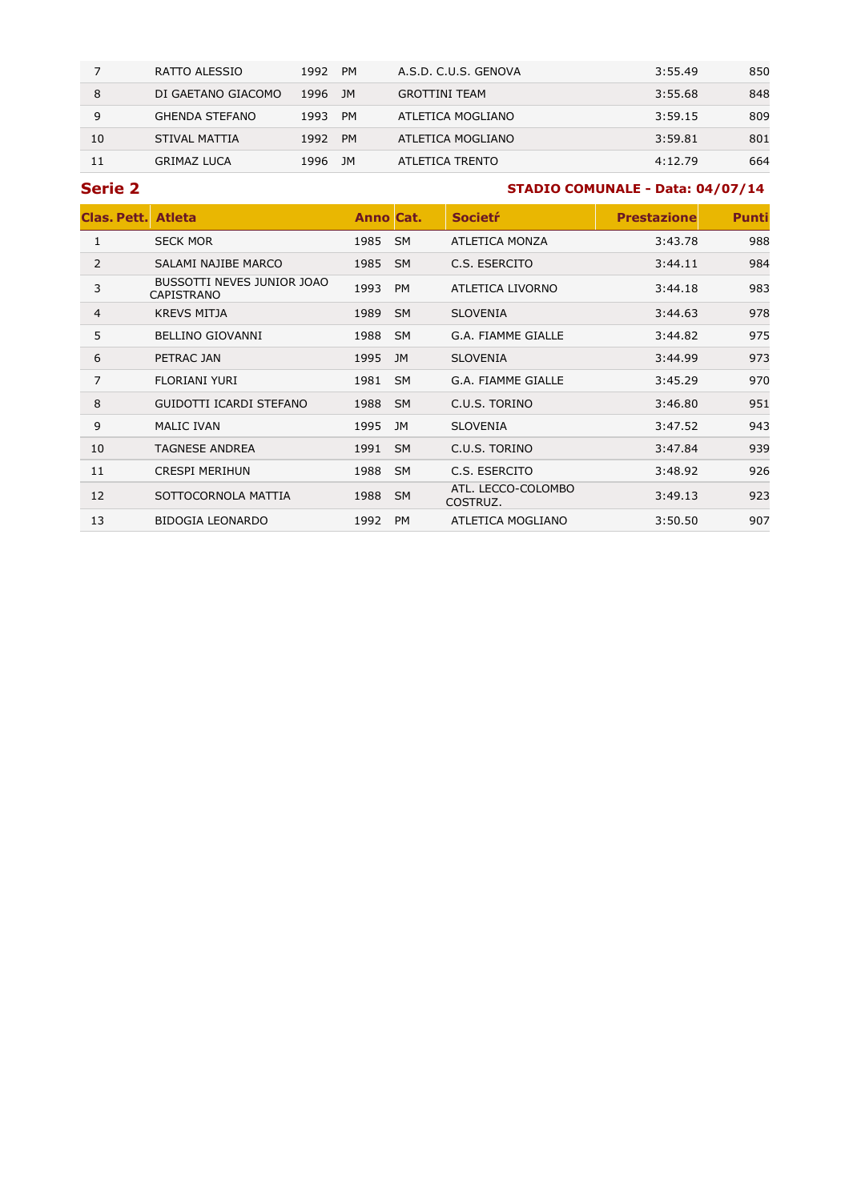| | | | | | | |
|---|---|---|---|---|---|---|
| 7 | RATTO ALESSIO | 1992 | PM | A.S.D. C.U.S. GENOVA | 3:55.49 | 850 |
| 8 | DI GAETANO GIACOMO | 1996 | JM | GROTTINI TEAM | 3:55.68 | 848 |
| 9 | GHENDA STEFANO | 1993 | PM | ATLETICA MOGLIANO | 3:59.15 | 809 |
| 10 | STIVAL MATTIA | 1992 | PM | ATLETICA MOGLIANO | 3:59.81 | 801 |
| 11 | GRIMAZ LUCA | 1996 | JM | ATLETICA TRENTO | 4:12.79 | 664 |

## Serie 2

**STADIO COMUNALE - Data: 04/07/14**

| Clas. Pett. | Atleta | Anno | Cat. | Societŕ | Prestazione | Punti |
|---|---|---|---|---|---|---|
| 1 | SECK MOR | 1985 | SM | ATLETICA MONZA | 3:43.78 | 988 |
| 2 | SALAMI NAJIBE MARCO | 1985 | SM | C.S. ESERCITO | 3:44.11 | 984 |
| 3 | BUSSOTTI NEVES JUNIOR JOAO CAPISTRANO | 1993 | PM | ATLETICA LIVORNO | 3:44.18 | 983 |
| 4 | KREVS MITJA | 1989 | SM | SLOVENIA | 3:44.63 | 978 |
| 5 | BELLINO GIOVANNI | 1988 | SM | G.A. FIAMME GIALLE | 3:44.82 | 975 |
| 6 | PETRAC JAN | 1995 | JM | SLOVENIA | 3:44.99 | 973 |
| 7 | FLORIANI YURI | 1981 | SM | G.A. FIAMME GIALLE | 3:45.29 | 970 |
| 8 | GUIDOTTI ICARDI STEFANO | 1988 | SM | C.U.S. TORINO | 3:46.80 | 951 |
| 9 | MALIC IVAN | 1995 | JM | SLOVENIA | 3:47.52 | 943 |
| 10 | TAGNESE ANDREA | 1991 | SM | C.U.S. TORINO | 3:47.84 | 939 |
| 11 | CRESPI MERIHUN | 1988 | SM | C.S. ESERCITO | 3:48.92 | 926 |
| 12 | SOTTOCORNOLA MATTIA | 1988 | SM | ATL. LECCO-COLOMBO COSTRUZ. | 3:49.13 | 923 |
| 13 | BIDOGIA LEONARDO | 1992 | PM | ATLETICA MOGLIANO | 3:50.50 | 907 |